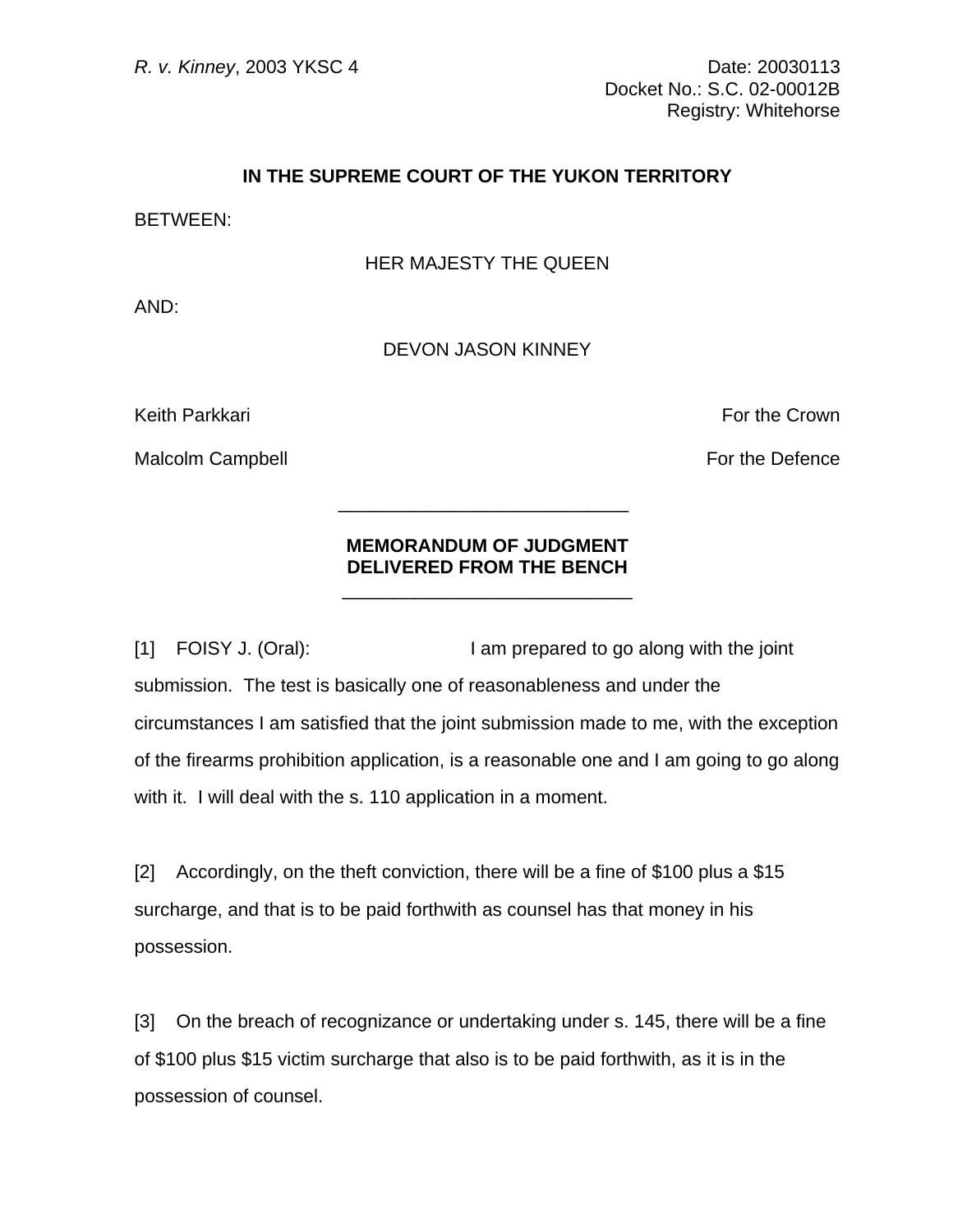*R. v. Kinney*, 2003 YKSC 4

Date: 20030113
Docket No.: S.C. 02-00012B
Registry: Whitehorse

**IN THE SUPREME COURT OF THE YUKON TERRITORY**

BETWEEN:

HER MAJESTY THE QUEEN

AND:

DEVON JASON KINNEY

Keith Parkkari — For the Crown

Malcolm Campbell — For the Defence

---

**MEMORANDUM OF JUDGMENT DELIVERED FROM THE BENCH**

---

[1] FOISY J. (Oral): I am prepared to go along with the joint submission. The test is basically one of reasonableness and under the circumstances I am satisfied that the joint submission made to me, with the exception of the firearms prohibition application, is a reasonable one and I am going to go along with it. I will deal with the s. 110 application in a moment.

[2] Accordingly, on the theft conviction, there will be a fine of $100 plus a $15 surcharge, and that is to be paid forthwith as counsel has that money in his possession.

[3] On the breach of recognizance or undertaking under s. 145, there will be a fine of $100 plus $15 victim surcharge that also is to be paid forthwith, as it is in the possession of counsel.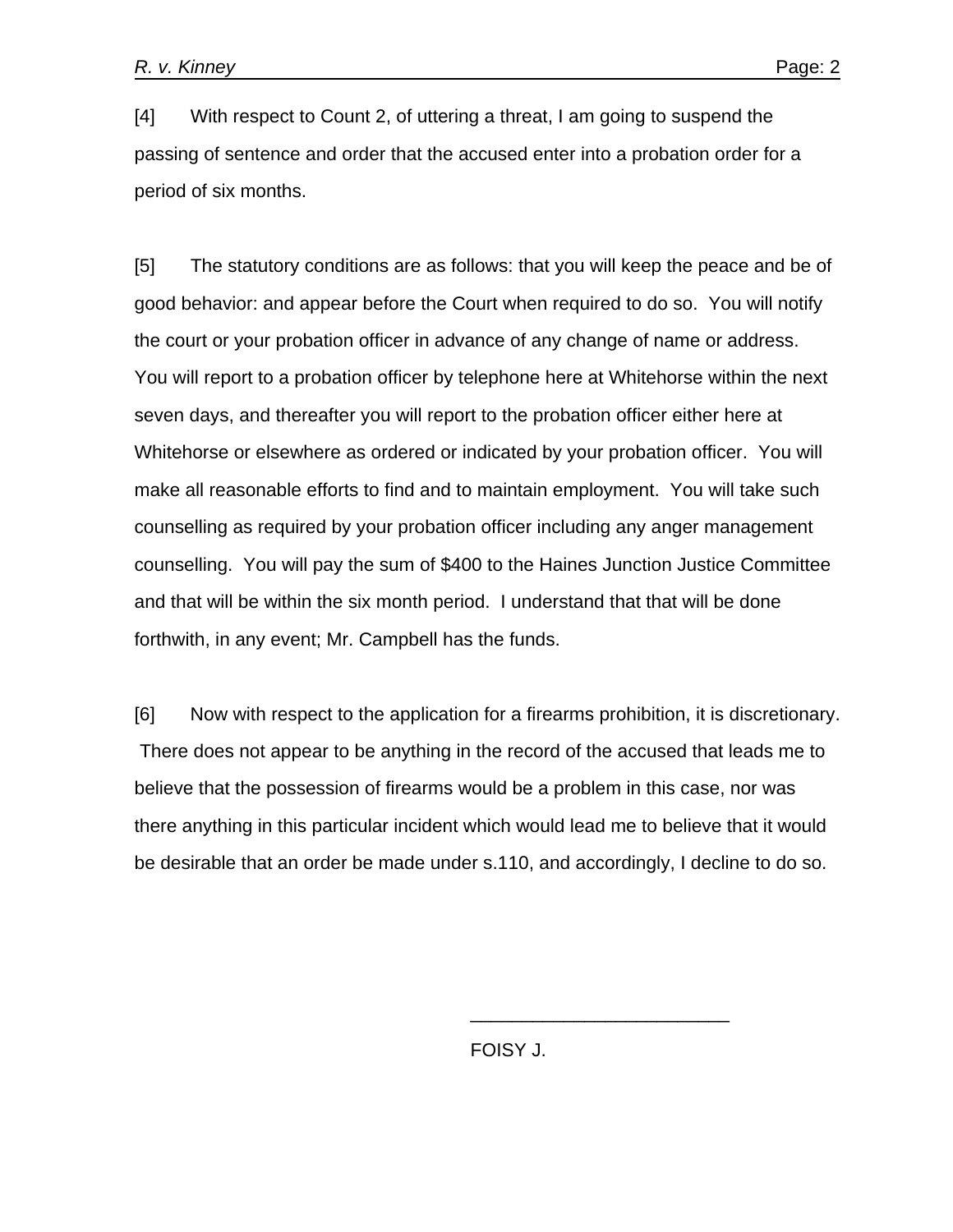[4] With respect to Count 2, of uttering a threat, I am going to suspend the passing of sentence and order that the accused enter into a probation order for a period of six months.

[5] The statutory conditions are as follows: that you will keep the peace and be of good behavior: and appear before the Court when required to do so. You will notify the court or your probation officer in advance of any change of name or address. You will report to a probation officer by telephone here at Whitehorse within the next seven days, and thereafter you will report to the probation officer either here at Whitehorse or elsewhere as ordered or indicated by your probation officer. You will make all reasonable efforts to find and to maintain employment. You will take such counselling as required by your probation officer including any anger management counselling. You will pay the sum of $400 to the Haines Junction Justice Committee and that will be within the six month period. I understand that that will be done forthwith, in any event; Mr. Campbell has the funds.

[6] Now with respect to the application for a firearms prohibition, it is discretionary. There does not appear to be anything in the record of the accused that leads me to believe that the possession of firearms would be a problem in this case, nor was there anything in this particular incident which would lead me to believe that it would be desirable that an order be made under s.110, and accordingly, I decline to do so.

\_\_\_\_\_\_\_\_\_\_\_\_\_\_\_\_\_\_\_\_\_\_\_\_\_\_

FOISY J.